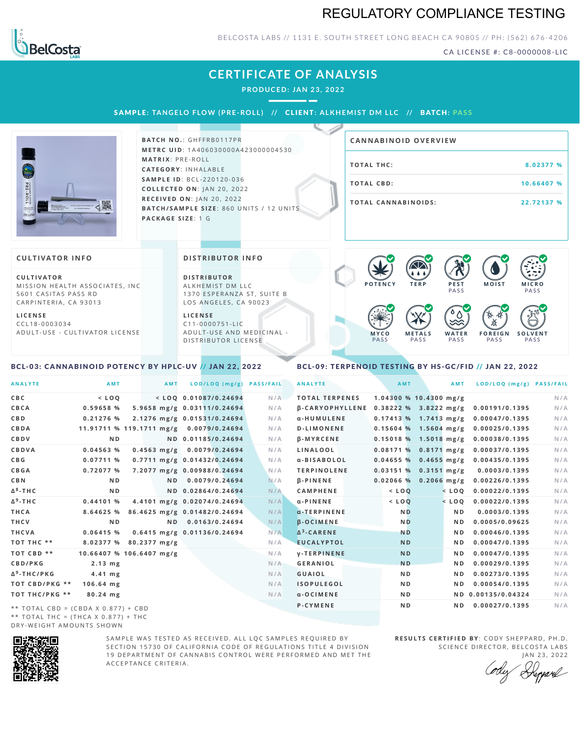# REGULATORY COMPLIANCE TESTING

BELCOSTA LABS // 1131 E. SOUTH STREET LONG BEACH CA 90805 // PH: (562) 676-4206

CA LICENSE #: C8-0000008-LIC

## CERTIFICATE OF ANALYSIS

PRODUCED: JAN 23, 2022

**SAMPLE:** TANGELO FLOW (PRE-ROLL) // **CLIENT:** ALKHEMIST DM LLC // **BATCH:** PASS

**BATCH NO.:** GHFFRB0117PR
**METRC UID:** 1A406030000A423000004530
**MATRIX:** PRE-ROLL
**CATEGORY:** INHALABLE
**SAMPLE ID:** BCL-220120-036
**COLLECTED ON:** JAN 20, 2022
**RECEIVED ON:** JAN 20, 2022
**BATCH/SAMPLE SIZE:** 860 UNITS / 12 UNITS
**PACKAGE SIZE:** 1 G

### CANNABINOID OVERVIEW

| | |
|---|---|
| TOTAL THC: | 8.02377 % |
| TOTAL CBD: | 10.66407 % |
| TOTAL CANNABINOIDS: | 22.72137 % |

### CULTIVATOR INFO

**CULTIVATOR**
MISSION HEALTH ASSOCIATES, INC
5601 CASITAS PASS RD
CARPINTERIA, CA 93013

**LICENSE**
CCL18-0003034
ADULT-USE - CULTIVATOR LICENSE

### DISTRIBUTOR INFO

**DISTRIBUTOR**
ALKHEMIST DM LLC
1370 ESPERANZA ST, SUITE B
LOS ANGELES, CA 90023

**LICENSE**
C11-0000751-LIC
ADULT-USE AND MEDICINAL - DISTRIBUTOR LICENSE

POTENCY | TERP | PEST PASS | MOIST | MICRO PASS | MYCO PASS | METALS PASS | WATER PASS | FOREIGN PASS | SOLVENT PASS

### BCL-03: CANNABINOID POTENCY BY HPLC-UV // JAN 22, 2022

| ANALYTE | AMT | AMT | LOD/LOQ (mg/g) | PASS/FAIL |
|---|---|---|---|---|
| CBC | < LOQ | < LOQ | 0.01087/0.24694 | N/A |
| CBCA | 0.59658 % | 5.9658 mg/g | 0.03111/0.24694 | N/A |
| CBD | 0.21276 % | 2.1276 mg/g | 0.01531/0.24694 | N/A |
| CBDA | 11.91711 % | 119.1711 mg/g | 0.0079/0.24694 | N/A |
| CBDV | ND | ND | 0.01185/0.24694 | N/A |
| CBDVA | 0.04563 % | 0.4563 mg/g | 0.0079/0.24694 | N/A |
| CBG | 0.07711 % | 0.7711 mg/g | 0.01432/0.24694 | N/A |
| CBGA | 0.72077 % | 7.2077 mg/g | 0.00988/0.24694 | N/A |
| CBN | ND | ND | 0.0079/0.24694 | N/A |
| Δ8-THC | ND | ND | 0.02864/0.24694 | N/A |
| Δ9-THC | 0.44101 % | 4.4101 mg/g | 0.02074/0.24694 | N/A |
| THCA | 8.64625 % | 86.4625 mg/g | 0.01482/0.24694 | N/A |
| THCV | ND | ND | 0.0163/0.24694 | N/A |
| THCVA | 0.06415 % | 0.6415 mg/g | 0.01136/0.24694 | N/A |
| TOT THC ** | 8.02377 % | 80.2377 mg/g | | N/A |
| TOT CBD ** | 10.66407 % | 106.6407 mg/g | | N/A |
| CBD/PKG | 2.13 mg | | | N/A |
| Δ9-THC/PKG | 4.41 mg | | | N/A |
| TOT CBD/PKG ** | 106.64 mg | | | N/A |
| TOT THC/PKG ** | 80.24 mg | | | N/A |

** TOTAL CBD = (CBDA X 0.877) + CBD
** TOTAL THC = (THCA X 0.877) + THC
DRY-WEIGHT AMOUNTS SHOWN

### BCL-09: TERPENOID TESTING BY HS-GC/FID // JAN 22, 2022

| ANALYTE | AMT | AMT | LOD/LOQ (mg/g) | PASS/FAIL |
|---|---|---|---|---|
| TOTAL TERPENES | 1.04300 % | 10.4300 mg/g | | N/A |
| β-CARYOPHYLLENE | 0.38222 % | 3.8222 mg/g | 0.00191/0.1395 | N/A |
| α-HUMULENE | 0.17413 % | 1.7413 mg/g | 0.00047/0.1395 | N/A |
| D-LIMONENE | 0.15604 % | 1.5604 mg/g | 0.00025/0.1395 | N/A |
| β-MYRCENE | 0.15018 % | 1.5018 mg/g | 0.00038/0.1395 | N/A |
| LINALOOL | 0.08171 % | 0.8171 mg/g | 0.00037/0.1395 | N/A |
| α-BISABOLOL | 0.04655 % | 0.4655 mg/g | 0.00435/0.1395 | N/A |
| TERPINOLENE | 0.03151 % | 0.3151 mg/g | 0.0003/0.1395 | N/A |
| β-PINENE | 0.02066 % | 0.2066 mg/g | 0.00226/0.1395 | N/A |
| CAMPHENE | < LOQ | < LOQ | 0.00022/0.1395 | N/A |
| α-PINENE | < LOQ | < LOQ | 0.00022/0.1395 | N/A |
| α-TERPINENE | ND | ND | 0.0003/0.1395 | N/A |
| β-OCIMENE | ND | ND | 0.0005/0.09625 | N/A |
| Δ3-CARENE | ND | ND | 0.00046/0.1395 | N/A |
| EUCALYPTOL | ND | ND | 0.00047/0.1395 | N/A |
| γ-TERPINENE | ND | ND | 0.00047/0.1395 | N/A |
| GERANIOL | ND | ND | 0.00029/0.1395 | N/A |
| GUAIOL | ND | ND | 0.00273/0.1395 | N/A |
| ISOPULEGOL | ND | ND | 0.00054/0.1395 | N/A |
| α-OCIMENE | ND | ND | 0.00135/0.04324 | N/A |
| P-CYMENE | ND | ND | 0.00027/0.1395 | N/A |

SAMPLE WAS TESTED AS RECEIVED. ALL LQC SAMPLES REQUIRED BY SECTION 15730 OF CALIFORNIA CODE OF REGULATIONS TITLE 4 DIVISION 19 DEPARTMENT OF CANNABIS CONTROL WERE PERFORMED AND MET THE ACCEPTANCE CRITERIA.

**RESULTS CERTIFIED BY**: CODY SHEPPARD, PH.D.
SCIENCE DIRECTOR, BELCOSTA LABS
JAN 23, 2022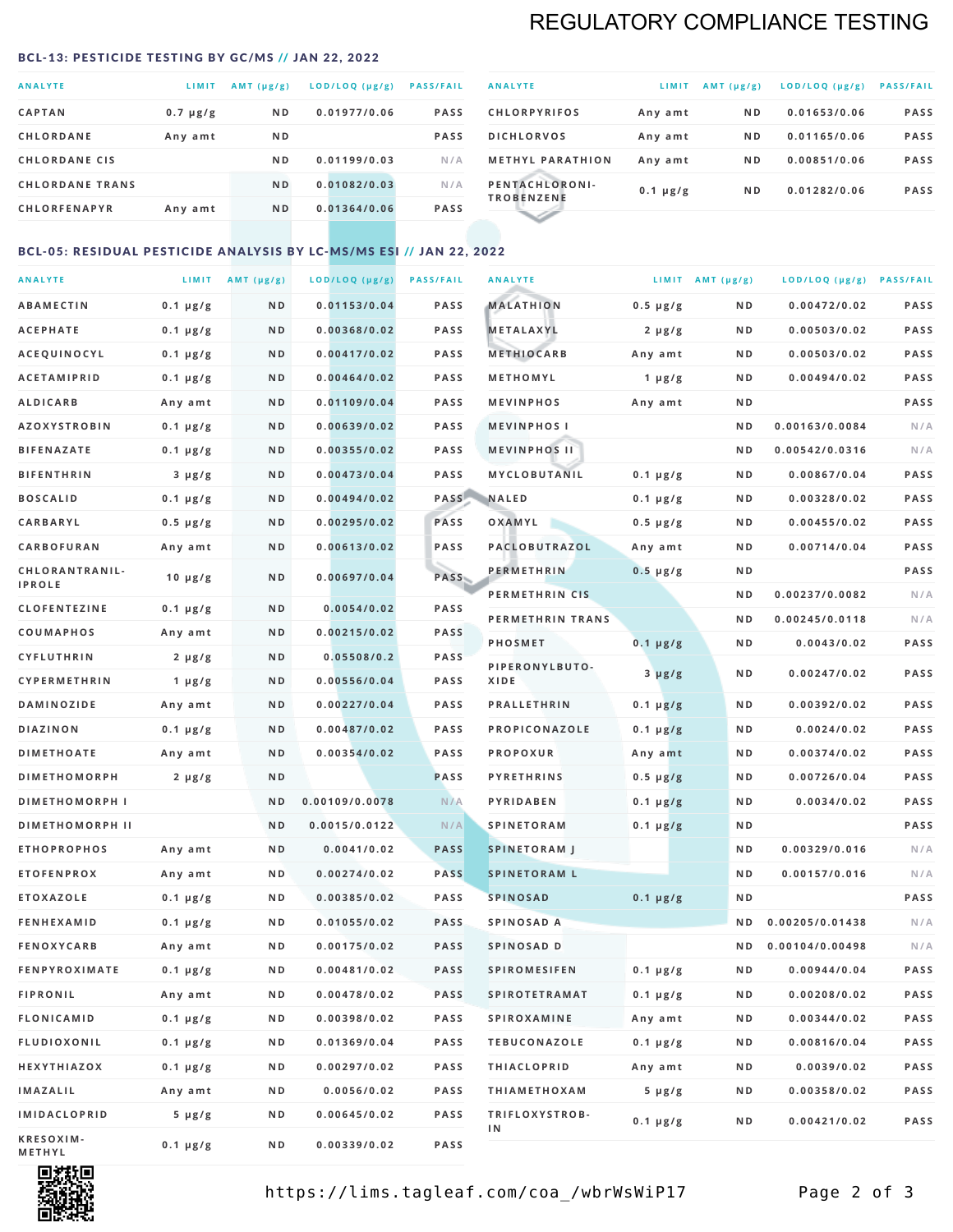## REGULATORY COMPLIANCE TESTING

### BCL-13: PESTICIDE TESTING BY GC/MS // JAN 22, 2022

| ANALYTE | LIMIT | AMT (µg/g) | LOD/LOQ (µg/g) | PASS/FAIL |
|---|---|---|---|---|
| CAPTAN | 0.7 µg/g | ND | 0.01977/0.06 | PASS |
| CHLORDANE | Any amt | ND | | PASS |
| CHLORDANE CIS | | ND | 0.01199/0.03 | N/A |
| CHLORDANE TRANS | | ND | 0.01082/0.03 | N/A |
| CHLORFENAPYR | Any amt | ND | 0.01364/0.06 | PASS |
| CHLORPYRIFOS | Any amt | ND | 0.01653/0.06 | PASS |
| DICHLORVOS | Any amt | ND | 0.01165/0.06 | PASS |
| METHYL PARATHION | Any amt | ND | 0.00851/0.06 | PASS |
| PENTACHLORONI-TROBENZENE | 0.1 µg/g | ND | 0.01282/0.06 | PASS |

### BCL-05: RESIDUAL PESTICIDE ANALYSIS BY LC-MS/MS ESI // JAN 22, 2022

| ANALYTE | LIMIT | AMT (µg/g) | LOD/LOQ (µg/g) | PASS/FAIL |
|---|---|---|---|---|
| ABAMECTIN | 0.1 µg/g | ND | 0.01153/0.04 | PASS |
| ACEPHATE | 0.1 µg/g | ND | 0.00368/0.02 | PASS |
| ACEQUINOCYL | 0.1 µg/g | ND | 0.00417/0.02 | PASS |
| ACETAMIPRID | 0.1 µg/g | ND | 0.00464/0.02 | PASS |
| ALDICARB | Any amt | ND | 0.01109/0.04 | PASS |
| AZOXYSTROBIN | 0.1 µg/g | ND | 0.00639/0.02 | PASS |
| BIFENAZATE | 0.1 µg/g | ND | 0.00355/0.02 | PASS |
| BIFENTHRIN | 3 µg/g | ND | 0.00473/0.04 | PASS |
| BOSCALID | 0.1 µg/g | ND | 0.00494/0.02 | PASS |
| CARBARYL | 0.5 µg/g | ND | 0.00295/0.02 | PASS |
| CARBOFURAN | Any amt | ND | 0.00613/0.02 | PASS |
| CHLORANTRANIL-IPROLE | 10 µg/g | ND | 0.00697/0.04 | PASS |
| CLOFENTEZINE | 0.1 µg/g | ND | 0.0054/0.02 | PASS |
| COUMAPHOS | Any amt | ND | 0.00215/0.02 | PASS |
| CYFLUTHRIN | 2 µg/g | ND | 0.05508/0.2 | PASS |
| CYPERMETHRIN | 1 µg/g | ND | 0.00556/0.04 | PASS |
| DAMINOZIDE | Any amt | ND | 0.00227/0.04 | PASS |
| DIAZINON | 0.1 µg/g | ND | 0.00487/0.02 | PASS |
| DIMETHOATE | Any amt | ND | 0.00354/0.02 | PASS |
| DIMETHOMORPH | 2 µg/g | ND | | PASS |
| DIMETHOMORPH I | | ND | 0.00109/0.0078 | N/A |
| DIMETHOMORPH II | | ND | 0.0015/0.0122 | N/A |
| ETHOPROPHOS | Any amt | ND | 0.0041/0.02 | PASS |
| ETOFENPROX | Any amt | ND | 0.00274/0.02 | PASS |
| ETOXAZOLE | 0.1 µg/g | ND | 0.00385/0.02 | PASS |
| FENHEXAMID | 0.1 µg/g | ND | 0.01055/0.02 | PASS |
| FENOXYCARB | Any amt | ND | 0.00175/0.02 | PASS |
| FENPYROXIMATE | 0.1 µg/g | ND | 0.00481/0.02 | PASS |
| FIPRONIL | Any amt | ND | 0.00478/0.02 | PASS |
| FLONICAMID | 0.1 µg/g | ND | 0.00398/0.02 | PASS |
| FLUDIOXONIL | 0.1 µg/g | ND | 0.01369/0.04 | PASS |
| HEXYTHIAZOX | 0.1 µg/g | ND | 0.00297/0.02 | PASS |
| IMAZALIL | Any amt | ND | 0.0056/0.02 | PASS |
| IMIDACLOPRID | 5 µg/g | ND | 0.00645/0.02 | PASS |
| KRESOXIM-METHYL | 0.1 µg/g | ND | 0.00339/0.02 | PASS |
| MALATHION | 0.5 µg/g | ND | 0.00472/0.02 | PASS |
| METALAXYL | 2 µg/g | ND | 0.00503/0.02 | PASS |
| METHIOCARB | Any amt | ND | 0.00503/0.02 | PASS |
| METHOMYL | 1 µg/g | ND | 0.00494/0.02 | PASS |
| MEVINPHOS | Any amt | ND | | PASS |
| MEVINPHOS I | | ND | 0.00163/0.0084 | N/A |
| MEVINPHOS II | | ND | 0.00542/0.0316 | N/A |
| MYCLOBUTANIL | 0.1 µg/g | ND | 0.00867/0.04 | PASS |
| NALED | 0.1 µg/g | ND | 0.00328/0.02 | PASS |
| OXAMYL | 0.5 µg/g | ND | 0.00455/0.02 | PASS |
| PACLOBUTRAZOL | Any amt | ND | 0.00714/0.04 | PASS |
| PERMETHRIN | 0.5 µg/g | ND | | PASS |
| PERMETHRIN CIS | | ND | 0.00237/0.0082 | N/A |
| PERMETHRIN TRANS | | ND | 0.00245/0.0118 | N/A |
| PHOSMET | 0.1 µg/g | ND | 0.0043/0.02 | PASS |
| PIPERONYLBUTO-XIDE | 3 µg/g | ND | 0.00247/0.02 | PASS |
| PRALLETHRIN | 0.1 µg/g | ND | 0.00392/0.02 | PASS |
| PROPICONAZOLE | 0.1 µg/g | ND | 0.0024/0.02 | PASS |
| PROPOXUR | Any amt | ND | 0.00374/0.02 | PASS |
| PYRETHRINS | 0.5 µg/g | ND | 0.00726/0.04 | PASS |
| PYRIDABEN | 0.1 µg/g | ND | 0.0034/0.02 | PASS |
| SPINETORAM | 0.1 µg/g | ND | | PASS |
| SPINETORAM J | | ND | 0.00329/0.016 | N/A |
| SPINETORAM L | | ND | 0.00157/0.016 | N/A |
| SPINOSAD | 0.1 µg/g | ND | | PASS |
| SPINOSAD A | | ND | 0.00205/0.01438 | N/A |
| SPINOSAD D | | ND | 0.00104/0.00498 | N/A |
| SPIROMESIFEN | 0.1 µg/g | ND | 0.00944/0.04 | PASS |
| SPIROTETRAMAT | 0.1 µg/g | ND | 0.00208/0.02 | PASS |
| SPIROXAMINE | Any amt | ND | 0.00344/0.02 | PASS |
| TEBUCONAZOLE | 0.1 µg/g | ND | 0.00816/0.04 | PASS |
| THIACLOPRID | Any amt | ND | 0.0039/0.02 | PASS |
| THIAMETHOXAM | 5 µg/g | ND | 0.00358/0.02 | PASS |
| TRIFLOXYSTROB-IN | 0.1 µg/g | ND | 0.00421/0.02 | PASS |

https://lims.tagleaf.com/coa_/wbrWsWiP17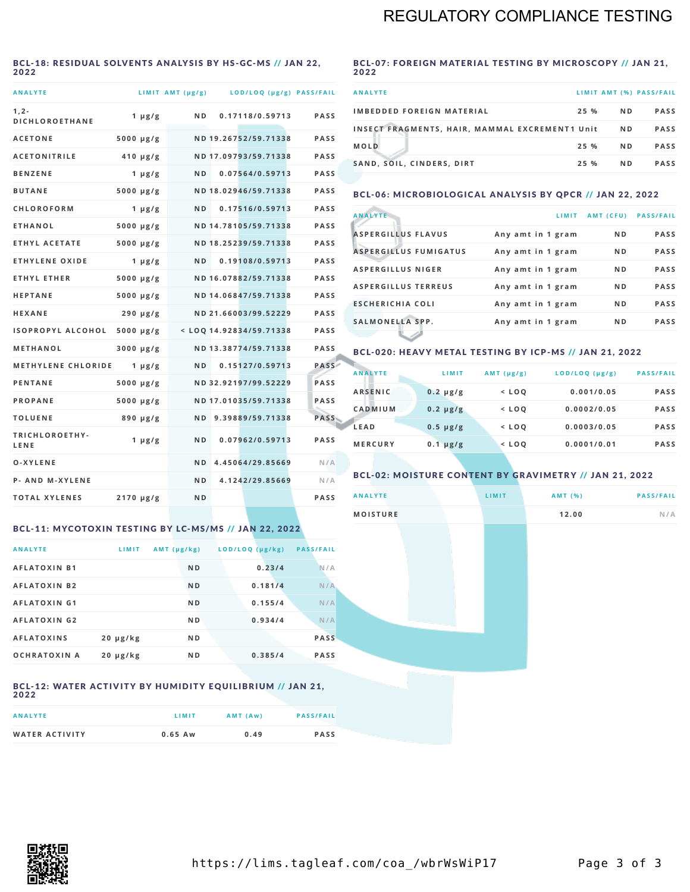# REGULATORY COMPLIANCE TESTING

## BCL-18: RESIDUAL SOLVENTS ANALYSIS BY HS-GC-MS // JAN 22, 2022

| ANALYTE | LIMIT | AMT (µg/g) | LOD/LOQ (µg/g) | PASS/FAIL |
|---|---|---|---|---|
| 1,2-DICHLOROETHANE | 1 µg/g | ND | 0.17118/0.59713 | PASS |
| ACETONE | 5000 µg/g | ND | 19.26752/59.71338 | PASS |
| ACETONITRILE | 410 µg/g | ND | 17.09793/59.71338 | PASS |
| BENZENE | 1 µg/g | ND | 0.07564/0.59713 | PASS |
| BUTANE | 5000 µg/g | ND | 18.02946/59.71338 | PASS |
| CHLOROFORM | 1 µg/g | ND | 0.17516/0.59713 | PASS |
| ETHANOL | 5000 µg/g | ND | 14.78105/59.71338 | PASS |
| ETHYL ACETATE | 5000 µg/g | ND | 18.25239/59.71338 | PASS |
| ETHYLENE OXIDE | 1 µg/g | ND | 0.19108/0.59713 | PASS |
| ETHYL ETHER | 5000 µg/g | ND | 16.07882/59.71338 | PASS |
| HEPTANE | 5000 µg/g | ND | 14.06847/59.71338 | PASS |
| HEXANE | 290 µg/g | ND | 21.66003/99.52229 | PASS |
| ISOPROPYL ALCOHOL | 5000 µg/g | < LOQ | 14.92834/59.71338 | PASS |
| METHANOL | 3000 µg/g | ND | 13.38774/59.71338 | PASS |
| METHYLENE CHLORIDE | 1 µg/g | ND | 0.15127/0.59713 | PASS |
| PENTANE | 5000 µg/g | ND | 32.92197/99.52229 | PASS |
| PROPANE | 5000 µg/g | ND | 17.01035/59.71338 | PASS |
| TOLUENE | 890 µg/g | ND | 9.39889/59.71338 | PASS |
| TRICHLOROETHYLENE | 1 µg/g | ND | 0.07962/0.59713 | PASS |
| O-XYLENE | | ND | 4.45064/29.85669 | N/A |
| P- AND M-XYLENE | | ND | 4.1242/29.85669 | N/A |
| TOTAL XYLENES | 2170 µg/g | ND | | PASS |

## BCL-11: MYCOTOXIN TESTING BY LC-MS/MS // JAN 22, 2022

| ANALYTE | LIMIT | AMT (µg/kg) | LOD/LOQ (µg/kg) | PASS/FAIL |
|---|---|---|---|---|
| AFLATOXIN B1 | | ND | 0.23/4 | N/A |
| AFLATOXIN B2 | | ND | 0.181/4 | N/A |
| AFLATOXIN G1 | | ND | 0.155/4 | N/A |
| AFLATOXIN G2 | | ND | 0.934/4 | N/A |
| AFLATOXINS | 20 µg/kg | ND | | PASS |
| OCHRATOXIN A | 20 µg/kg | ND | 0.385/4 | PASS |

## BCL-12: WATER ACTIVITY BY HUMIDITY EQUILIBRIUM // JAN 21, 2022

| ANALYTE | LIMIT | AMT (Aw) | PASS/FAIL |
|---|---|---|---|
| WATER ACTIVITY | 0.65 Aw | 0.49 | PASS |

## BCL-07: FOREIGN MATERIAL TESTING BY MICROSCOPY // JAN 21, 2022

| ANALYTE | LIMIT | AMT (%) | PASS/FAIL |
|---|---|---|---|
| IMBEDDED FOREIGN MATERIAL | 25 % | ND | PASS |
| INSECT FRAGMENTS, HAIR, MAMMAL EXCREMENT | 1 Unit | ND | PASS |
| MOLD | 25 % | ND | PASS |
| SAND, SOIL, CINDERS, DIRT | 25 % | ND | PASS |

## BCL-06: MICROBIOLOGICAL ANALYSIS BY QPCR // JAN 22, 2022

| ANALYTE | LIMIT | AMT (CFU) | PASS/FAIL |
|---|---|---|---|
| ASPERGILLUS FLAVUS | Any amt in 1 gram | ND | PASS |
| ASPERGILLUS FUMIGATUS | Any amt in 1 gram | ND | PASS |
| ASPERGILLUS NIGER | Any amt in 1 gram | ND | PASS |
| ASPERGILLUS TERREUS | Any amt in 1 gram | ND | PASS |
| ESCHERICHIA COLI | Any amt in 1 gram | ND | PASS |
| SALMONELLA SPP. | Any amt in 1 gram | ND | PASS |

## BCL-020: HEAVY METAL TESTING BY ICP-MS // JAN 21, 2022

| ANALYTE | LIMIT | AMT (µg/g) | LOD/LOQ (µg/g) | PASS/FAIL |
|---|---|---|---|---|
| ARSENIC | 0.2 µg/g | < LOQ | 0.001/0.05 | PASS |
| CADMIUM | 0.2 µg/g | < LOQ | 0.0002/0.05 | PASS |
| LEAD | 0.5 µg/g | < LOQ | 0.0003/0.05 | PASS |
| MERCURY | 0.1 µg/g | < LOQ | 0.0001/0.01 | PASS |

## BCL-02: MOISTURE CONTENT BY GRAVIMETRY // JAN 21, 2022

| ANALYTE | LIMIT | AMT (%) | PASS/FAIL |
|---|---|---|---|
| MOISTURE | | 12.00 | N/A |

https://lims.tagleaf.com/coa_/wbrWsWiP17